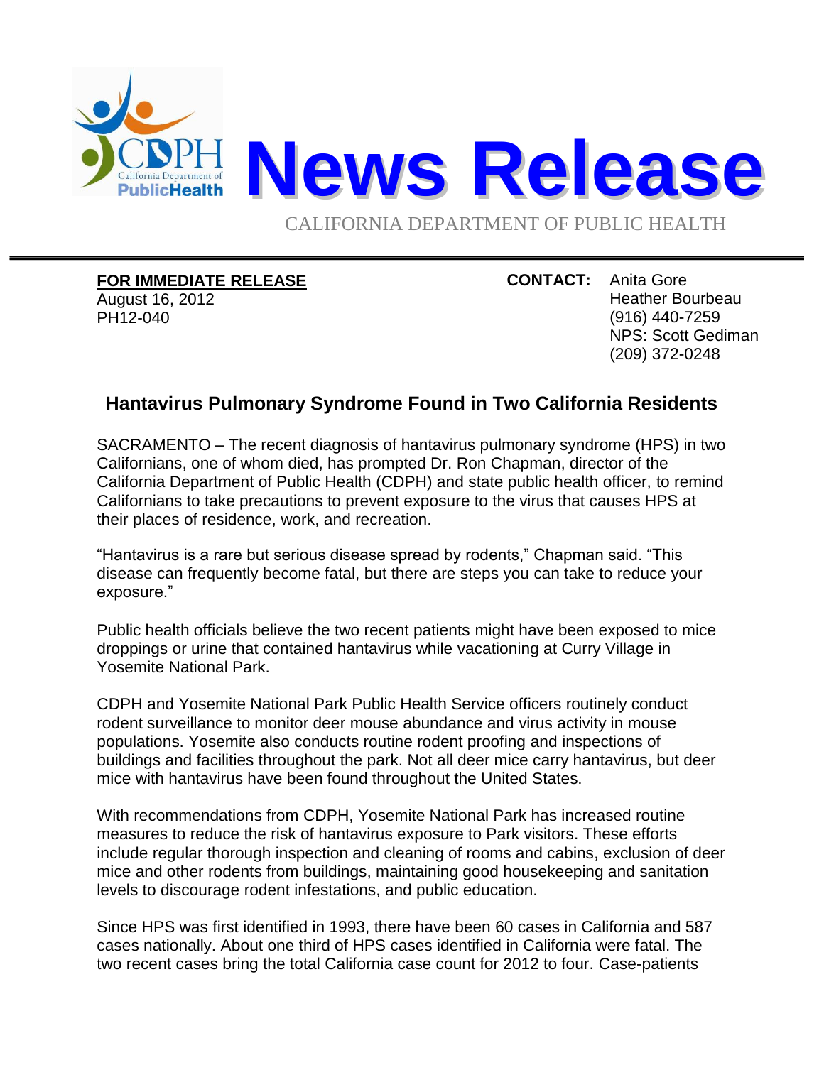# News Release

CALIFORNIA DEPARTMENT OF PUBLIC HEALTH

---

**FOR IMMEDIATE RELEASE**
August 16, 2012
PH12-040

**CONTACT:** Anita Gore
Heather Bourbeau
(916) 440-7259
NPS: Scott Gediman
(209) 372-0248

## Hantavirus Pulmonary Syndrome Found in Two California Residents

SACRAMENTO – The recent diagnosis of hantavirus pulmonary syndrome (HPS) in two Californians, one of whom died, has prompted Dr. Ron Chapman, director of the California Department of Public Health (CDPH) and state public health officer, to remind Californians to take precautions to prevent exposure to the virus that causes HPS at their places of residence, work, and recreation.

"Hantavirus is a rare but serious disease spread by rodents," Chapman said. "This disease can frequently become fatal, but there are steps you can take to reduce your exposure."

Public health officials believe the two recent patients might have been exposed to mice droppings or urine that contained hantavirus while vacationing at Curry Village in Yosemite National Park.

CDPH and Yosemite National Park Public Health Service officers routinely conduct rodent surveillance to monitor deer mouse abundance and virus activity in mouse populations. Yosemite also conducts routine rodent proofing and inspections of buildings and facilities throughout the park. Not all deer mice carry hantavirus, but deer mice with hantavirus have been found throughout the United States.

With recommendations from CDPH, Yosemite National Park has increased routine measures to reduce the risk of hantavirus exposure to Park visitors. These efforts include regular thorough inspection and cleaning of rooms and cabins, exclusion of deer mice and other rodents from buildings, maintaining good housekeeping and sanitation levels to discourage rodent infestations, and public education.

Since HPS was first identified in 1993, there have been 60 cases in California and 587 cases nationally. About one third of HPS cases identified in California were fatal. The two recent cases bring the total California case count for 2012 to four. Case-patients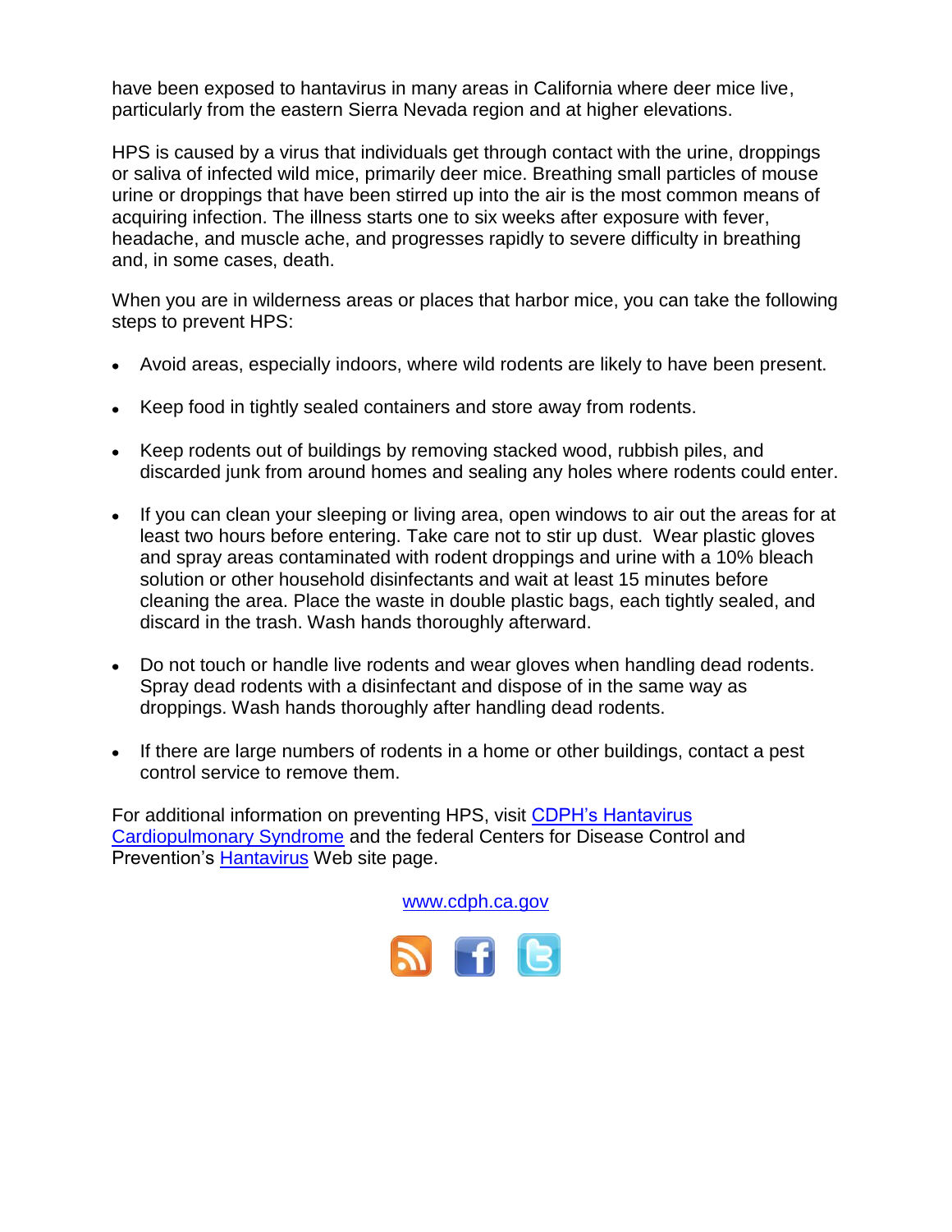have been exposed to hantavirus in many areas in California where deer mice live, particularly from the eastern Sierra Nevada region and at higher elevations.

HPS is caused by a virus that individuals get through contact with the urine, droppings or saliva of infected wild mice, primarily deer mice. Breathing small particles of mouse urine or droppings that have been stirred up into the air is the most common means of acquiring infection. The illness starts one to six weeks after exposure with fever, headache, and muscle ache, and progresses rapidly to severe difficulty in breathing and, in some cases, death.

When you are in wilderness areas or places that harbor mice, you can take the following steps to prevent HPS:

- Avoid areas, especially indoors, where wild rodents are likely to have been present.
- Keep food in tightly sealed containers and store away from rodents.
- Keep rodents out of buildings by removing stacked wood, rubbish piles, and discarded junk from around homes and sealing any holes where rodents could enter.
- If you can clean your sleeping or living area, open windows to air out the areas for at least two hours before entering. Take care not to stir up dust. Wear plastic gloves and spray areas contaminated with rodent droppings and urine with a 10% bleach solution or other household disinfectants and wait at least 15 minutes before cleaning the area. Place the waste in double plastic bags, each tightly sealed, and discard in the trash. Wash hands thoroughly afterward.
- Do not touch or handle live rodents and wear gloves when handling dead rodents. Spray dead rodents with a disinfectant and dispose of in the same way as droppings. Wash hands thoroughly after handling dead rodents.
- If there are large numbers of rodents in a home or other buildings, contact a pest control service to remove them.

For additional information on preventing HPS, visit CDPH's Hantavirus Cardiopulmonary Syndrome and the federal Centers for Disease Control and Prevention's Hantavirus Web site page.

www.cdph.ca.gov